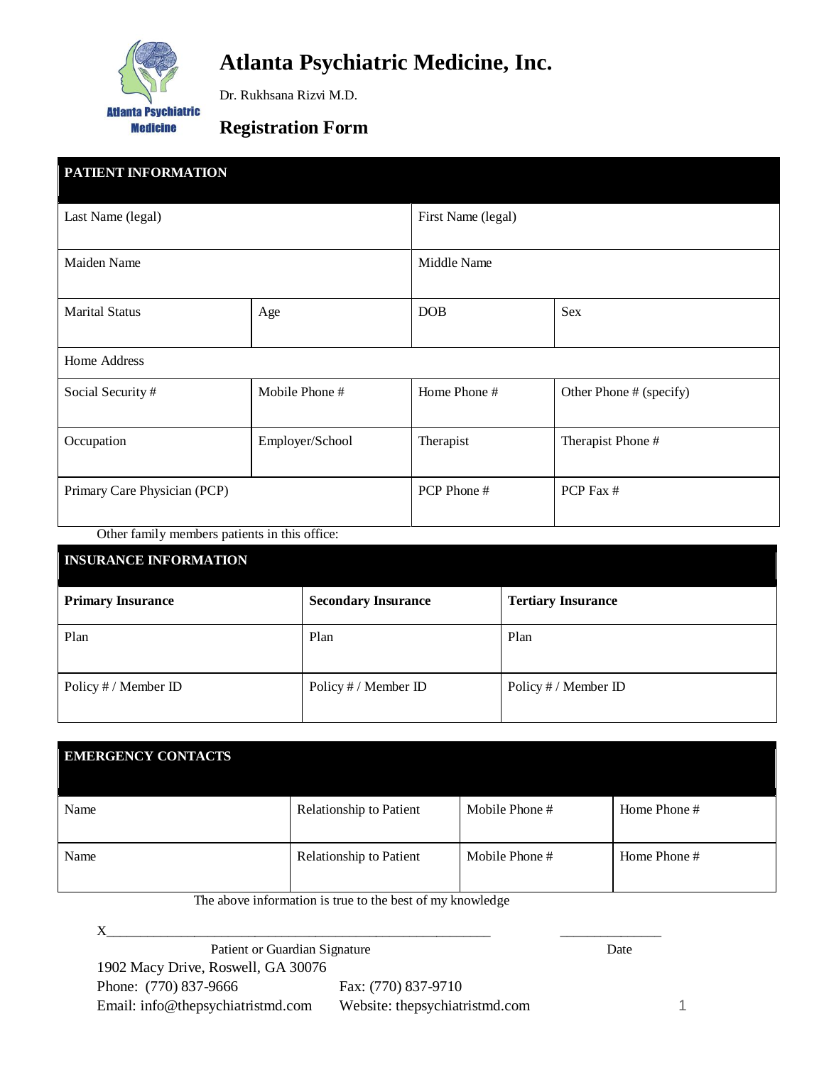# Atlanta Psychiatric Medicine, Inc.

Dr. Rukhsana Rizvi M.D.

## Registration Form

| PATIENT INFORMATION | | | |
|---|---|---|---|
| Last Name (legal) | | First Name (legal) | |
| Maiden Name | | Middle Name | |
| Marital Status | Age | DOB | Sex |
| Home Address | | | |
| Social Security # | Mobile Phone # | Home Phone # | Other Phone # (specify) |
| Occupation | Employer/School | Therapist | Therapist Phone # |
| Primary Care Physician (PCP) | | PCP Phone # | PCP Fax # |

Other family members patients in this office:

| INSURANCE INFORMATION | | |
|---|---|---|
| **Primary Insurance** | **Secondary Insurance** | **Tertiary Insurance** |
| Plan | Plan | Plan |
| Policy # / Member ID | Policy # / Member ID | Policy # / Member ID |

| EMERGENCY CONTACTS | | | |
|---|---|---|---|
| Name | Relationship to Patient | Mobile Phone # | Home Phone # |
| Name | Relationship to Patient | Mobile Phone # | Home Phone # |

The above information is true to the best of my knowledge

X_______________________________________________ _______________

Patient or Guardian Signature Date

1902 Macy Drive, Roswell, GA 30076

Phone: (770) 837-9666 Fax: (770) 837-9710

Email: info@thepsychiatristmd.com Website: thepsychiatristmd.com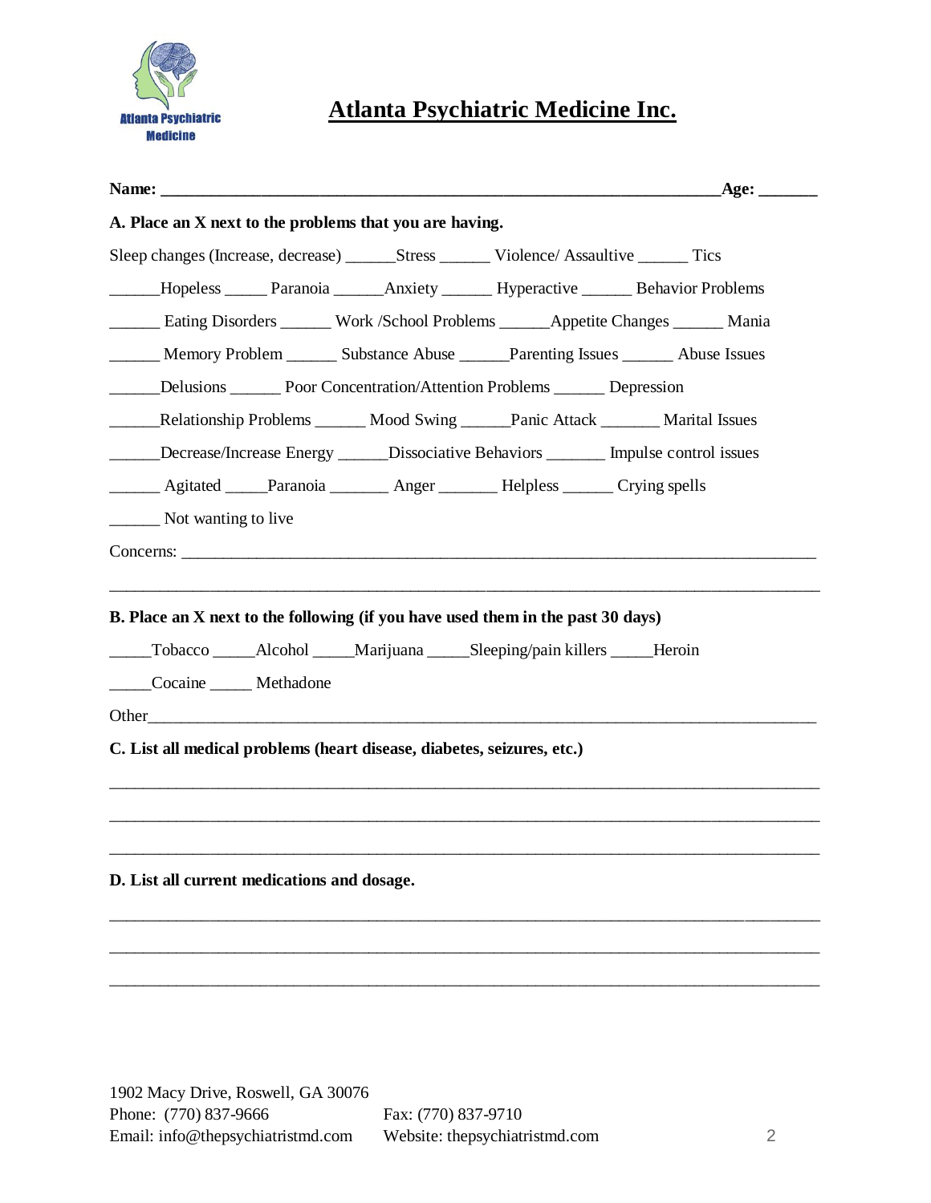# Atlanta Psychiatric Medicine Inc.

**Name: ______________________________________________________________________Age: _______**

**A. Place an X next to the problems that you are having.**

Sleep changes (Increase, decrease) ______Stress ______ Violence/ Assaultive ______ Tics

______Hopeless _____ Paranoia ______Anxiety ______ Hyperactive ______ Behavior Problems

______ Eating Disorders ______ Work /School Problems ______Appetite Changes ______ Mania

______ Memory Problem ______ Substance Abuse ______Parenting Issues ______ Abuse Issues

______Delusions ______ Poor Concentration/Attention Problems ______ Depression

______Relationship Problems ______ Mood Swing ______Panic Attack _______ Marital Issues

______Decrease/Increase Energy ______Dissociative Behaviors _______ Impulse control issues

______ Agitated _____Paranoia _______ Anger _______ Helpless ______ Crying spells

______ Not wanting to live

Concerns: ___________________________________________________________________________

_____________________________________________________________________________________

**B. Place an X next to the following (if you have used them in the past 30 days)**

_____Tobacco _____Alcohol _____Marijuana _____Sleeping/pain killers _____Heroin

_____Cocaine _____ Methadone

Other________________________________________________________________________________

**C. List all medical problems (heart disease, diabetes, seizures, etc.)**

_____________________________________________________________________________________

_____________________________________________________________________________________

_____________________________________________________________________________________

**D. List all current medications and dosage.**

_____________________________________________________________________________________

_____________________________________________________________________________________

_____________________________________________________________________________________

1902 Macy Drive, Roswell, GA 30076
Phone: (770) 837-9666 Fax: (770) 837-9710
Email: info@thepsychiatristmd.com Website: thepsychiatristmd.com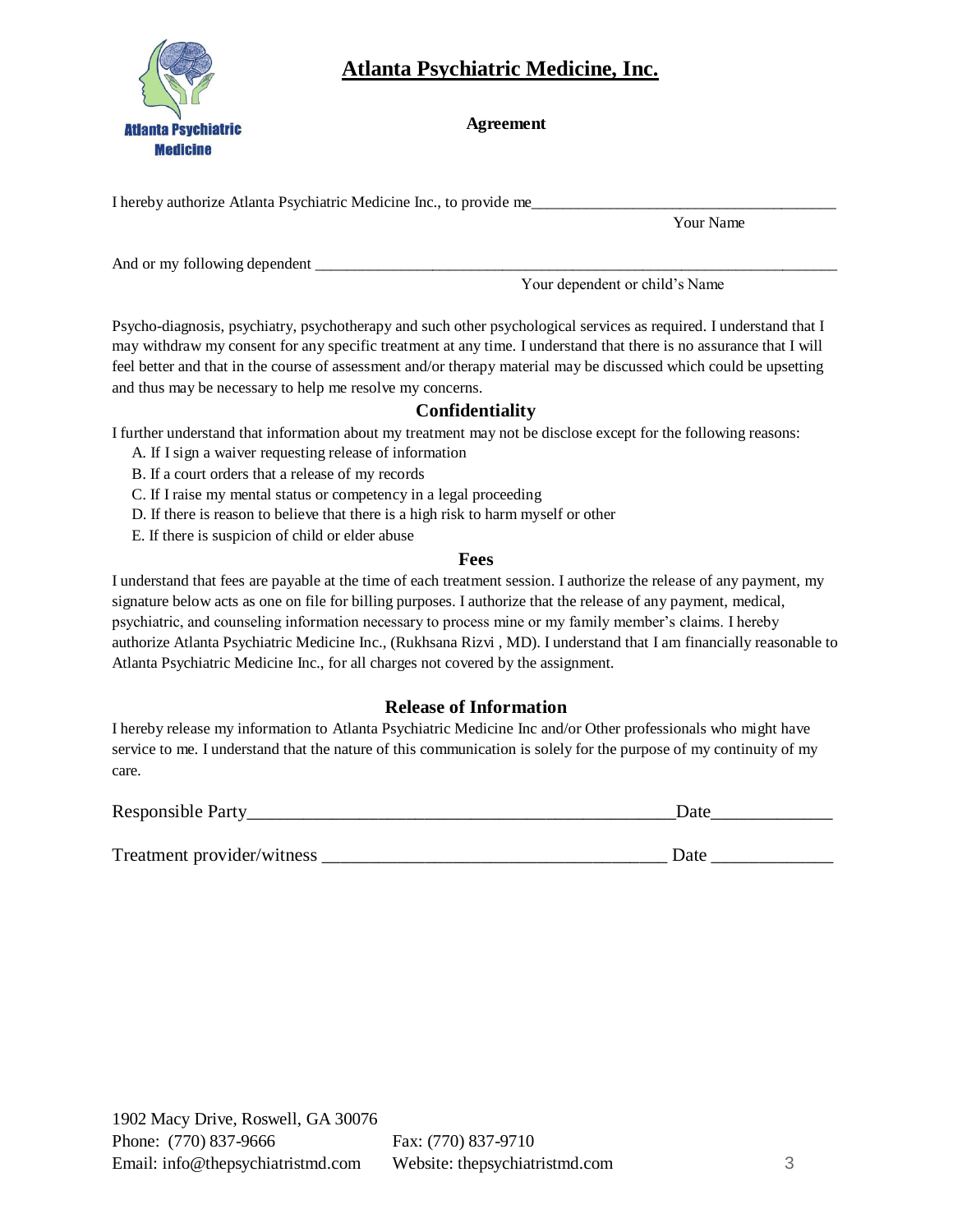# Atlanta Psychiatric Medicine, Inc.

**Agreement**

I hereby authorize Atlanta Psychiatric Medicine Inc., to provide me________________________________________
Your Name

And or my following dependent ____________________________________________________________________
Your dependent or child's Name

Psycho-diagnosis, psychiatry, psychotherapy and such other psychological services as required. I understand that I may withdraw my consent for any specific treatment at any time. I understand that there is no assurance that I will feel better and that in the course of assessment and/or therapy material may be discussed which could be upsetting and thus may be necessary to help me resolve my concerns.

## Confidentiality

I further understand that information about my treatment may not be disclose except for the following reasons:

A. If I sign a waiver requesting release of information
B. If a court orders that a release of my records
C. If I raise my mental status or competency in a legal proceeding
D. If there is reason to believe that there is a high risk to harm myself or other
E. If there is suspicion of child or elder abuse

## Fees

I understand that fees are payable at the time of each treatment session. I authorize the release of any payment, my signature below acts as one on file for billing purposes. I authorize that the release of any payment, medical, psychiatric, and counseling information necessary to process mine or my family member's claims. I hereby authorize Atlanta Psychiatric Medicine Inc., (Rukhsana Rizvi , MD). I understand that I am financially reasonable to Atlanta Psychiatric Medicine Inc., for all charges not covered by the assignment.

## Release of Information

I hereby release my information to Atlanta Psychiatric Medicine Inc and/or Other professionals who might have service to me. I understand that the nature of this communication is solely for the purpose of my continuity of my care.

Responsible Party_______________________________________________Date_____________

Treatment provider/witness ______________________________________ Date _____________

1902 Macy Drive, Roswell, GA 30076
Phone: (770) 837-9666 Fax: (770) 837-9710
Email: info@thepsychiatristmd.com Website: thepsychiatristmd.com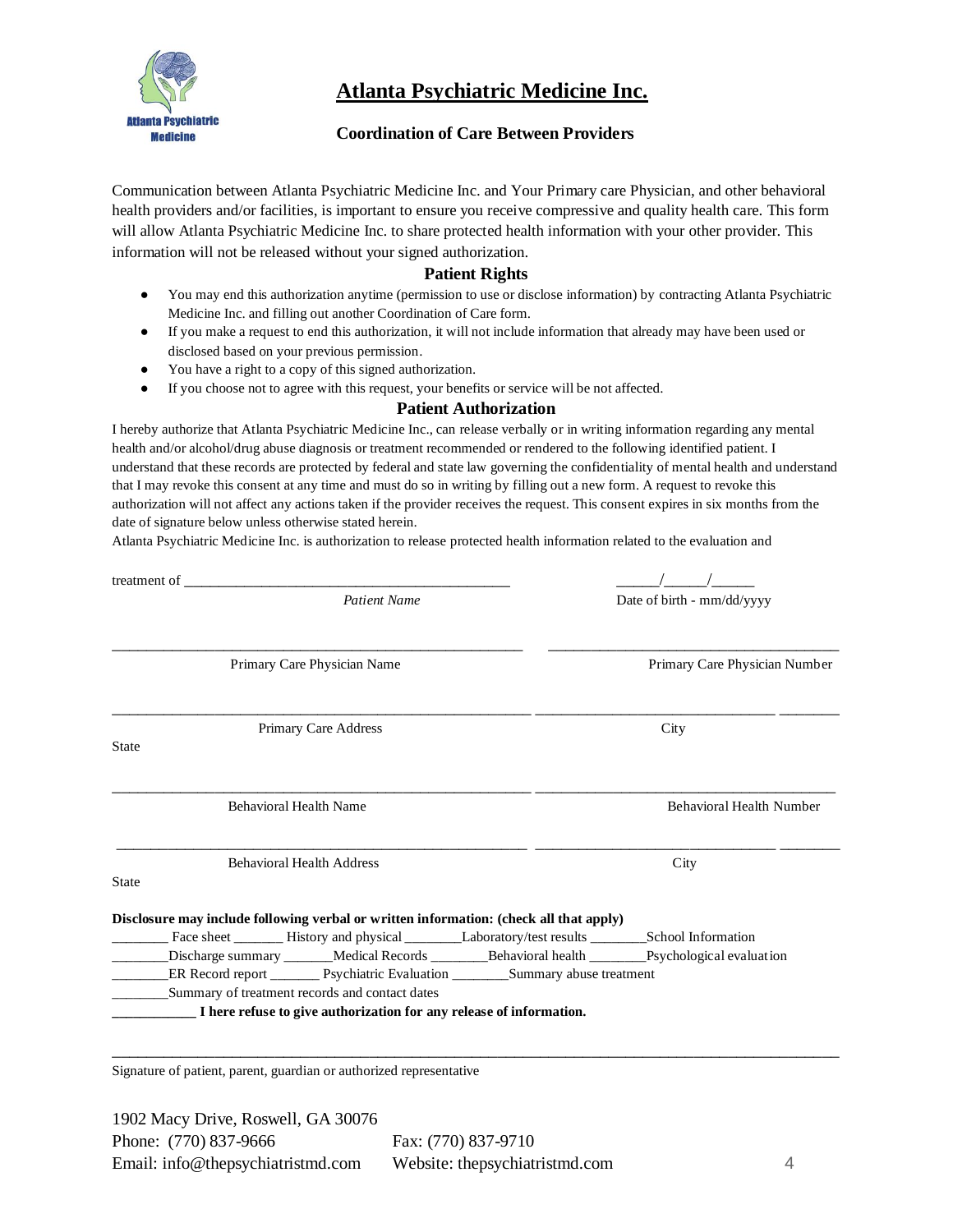# Atlanta Psychiatric Medicine Inc.

### Coordination of Care Between Providers

Communication between Atlanta Psychiatric Medicine Inc. and Your Primary care Physician, and other behavioral health providers and/or facilities, is important to ensure you receive compressive and quality health care. This form will allow Atlanta Psychiatric Medicine Inc. to share protected health information with your other provider. This information will not be released without your signed authorization.

## Patient Rights

- You may end this authorization anytime (permission to use or disclose information) by contracting Atlanta Psychiatric Medicine Inc. and filling out another Coordination of Care form.
- If you make a request to end this authorization, it will not include information that already may have been used or disclosed based on your previous permission.
- You have a right to a copy of this signed authorization.
- If you choose not to agree with this request, your benefits or service will be not affected.

## Patient Authorization

I hereby authorize that Atlanta Psychiatric Medicine Inc., can release verbally or in writing information regarding any mental health and/or alcohol/drug abuse diagnosis or treatment recommended or rendered to the following identified patient. I understand that these records are protected by federal and state law governing the confidentiality of mental health and understand that I may revoke this consent at any time and must do so in writing by filling out a new form. A request to revoke this authorization will not affect any actions taken if the provider receives the request. This consent expires in six months from the date of signature below unless otherwise stated herein.

Atlanta Psychiatric Medicine Inc. is authorization to release protected health information related to the evaluation and

treatment of ____________________________________________ ______/______/______

*Patient Name* Date of birth - mm/dd/yyyy

________________________________________________________ ________________________________________

Primary Care Physician Name Primary Care Physician Number

________________________________________________________ ________________________________ ________

Primary Care Address City State

________________________________________________________ ________________________________________

Behavioral Health Name Behavioral Health Number

________________________________________________________ ________________________________ ________

Behavioral Health Address City State

**Disclosure may include following verbal or written information: (check all that apply)**

________ Face sheet _______ History and physical ________Laboratory/test results ________School Information

________Discharge summary _______Medical Records ________Behavioral health ________Psychological evaluation

________ER Record report _______ Psychiatric Evaluation ________Summary abuse treatment

________Summary of treatment records and contact dates

**___________ I here refuse to give authorization for any release of information.**

__________________________________________________________________________________________

Signature of patient, parent, guardian or authorized representative

1902 Macy Drive, Roswell, GA 30076

Phone: (770) 837-9666 Fax: (770) 837-9710

Email: info@thepsychiatristmd.com Website: thepsychiatristmd.com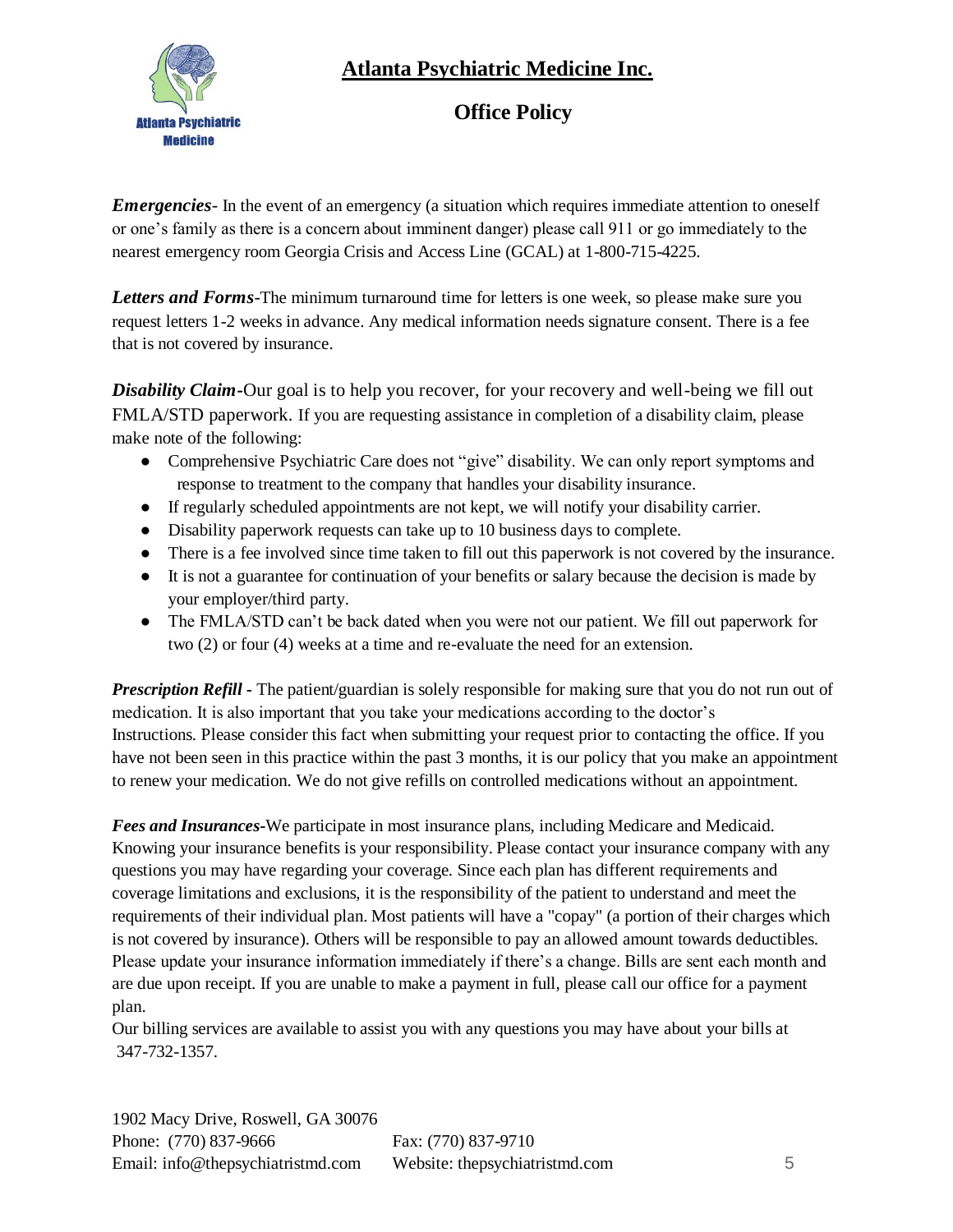# Atlanta Psychiatric Medicine Inc.

## Office Policy

***Emergencies***- In the event of an emergency (a situation which requires immediate attention to oneself or one's family as there is a concern about imminent danger) please call 911 or go immediately to the nearest emergency room Georgia Crisis and Access Line (GCAL) at 1-800-715-4225.

***Letters and Forms***-The minimum turnaround time for letters is one week, so please make sure you request letters 1-2 weeks in advance. Any medical information needs signature consent. There is a fee that is not covered by insurance.

***Disability Claim***-Our goal is to help you recover, for your recovery and well-being we fill out FMLA/STD paperwork. If you are requesting assistance in completion of a disability claim, please make note of the following:

- Comprehensive Psychiatric Care does not "give" disability. We can only report symptoms and response to treatment to the company that handles your disability insurance.
- If regularly scheduled appointments are not kept, we will notify your disability carrier.
- Disability paperwork requests can take up to 10 business days to complete.
- There is a fee involved since time taken to fill out this paperwork is not covered by the insurance.
- It is not a guarantee for continuation of your benefits or salary because the decision is made by your employer/third party.
- The FMLA/STD can't be back dated when you were not our patient. We fill out paperwork for two (2) or four (4) weeks at a time and re-evaluate the need for an extension.

***Prescription Refill*** - The patient/guardian is solely responsible for making sure that you do not run out of medication. It is also important that you take your medications according to the doctor's Instructions. Please consider this fact when submitting your request prior to contacting the office. If you have not been seen in this practice within the past 3 months, it is our policy that you make an appointment to renew your medication. We do not give refills on controlled medications without an appointment.

***Fees and Insurances***-We participate in most insurance plans, including Medicare and Medicaid. Knowing your insurance benefits is your responsibility. Please contact your insurance company with any questions you may have regarding your coverage. Since each plan has different requirements and coverage limitations and exclusions, it is the responsibility of the patient to understand and meet the requirements of their individual plan. Most patients will have a "copay" (a portion of their charges which is not covered by insurance). Others will be responsible to pay an allowed amount towards deductibles. Please update your insurance information immediately if there's a change. Bills are sent each month and are due upon receipt. If you are unable to make a payment in full, please call our office for a payment plan.

Our billing services are available to assist you with any questions you may have about your bills at 347-732-1357.

1902 Macy Drive, Roswell, GA 30076
Phone: (770) 837-9666 Fax: (770) 837-9710
Email: info@thepsychiatristmd.com Website: thepsychiatristmd.com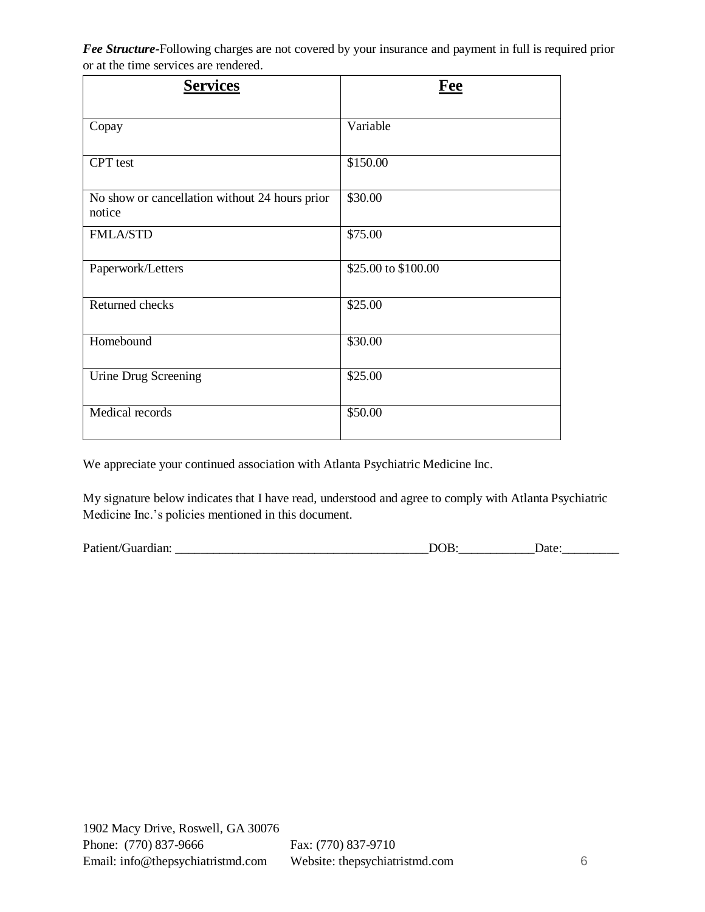***Fee Structure***-Following charges are not covered by your insurance and payment in full is required prior or at the time services are rendered.

| **Services** | **Fee** |
|---|---|
| Copay | Variable |
| CPT test | $150.00 |
| No show or cancellation without 24 hours prior notice | $30.00 |
| FMLA/STD | $75.00 |
| Paperwork/Letters | $25.00 to $100.00 |
| Returned checks | $25.00 |
| Homebound | $30.00 |
| Urine Drug Screening | $25.00 |
| Medical records | $50.00 |

We appreciate your continued association with Atlanta Psychiatric Medicine Inc.

My signature below indicates that I have read, understood and agree to comply with Atlanta Psychiatric Medicine Inc.'s policies mentioned in this document.

Patient/Guardian: ________________________________________DOB:____________Date:_________

1902 Macy Drive, Roswell, GA 30076
Phone: (770) 837-9666 Fax: (770) 837-9710
Email: info@thepsychiatristmd.com Website: thepsychiatristmd.com